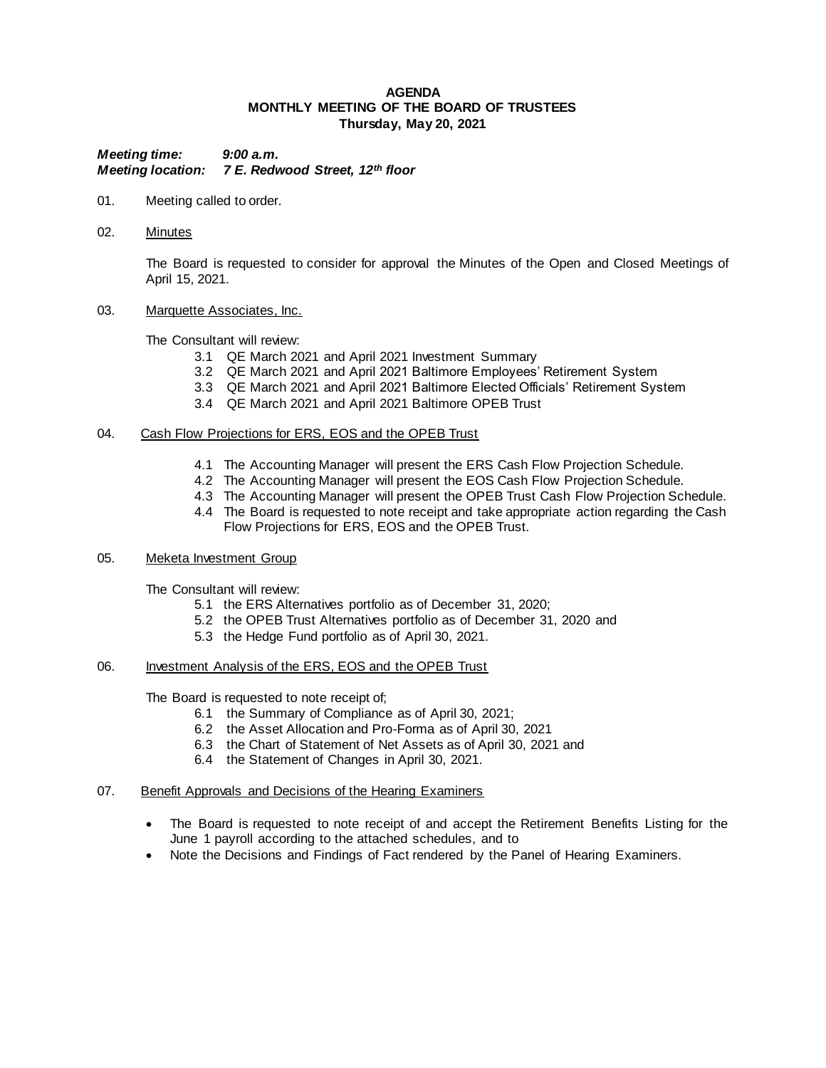# AGENDA
## MONTHLY MEETING OF THE BOARD OF TRUSTEES
### Thursday, May 20, 2021

***Meeting time:*** ***9:00 a.m.***
***Meeting location:*** ***7 E. Redwood Street, 12th floor***

01. Meeting called to order.

02. Minutes

    The Board is requested to consider for approval the Minutes of the Open and Closed Meetings of April 15, 2021.

03. Marquette Associates, Inc.

    The Consultant will review:
    - 3.1 QE March 2021 and April 2021 Investment Summary
    - 3.2 QE March 2021 and April 2021 Baltimore Employees' Retirement System
    - 3.3 QE March 2021 and April 2021 Baltimore Elected Officials' Retirement System
    - 3.4 QE March 2021 and April 2021 Baltimore OPEB Trust

04. Cash Flow Projections for ERS, EOS and the OPEB Trust

    - 4.1 The Accounting Manager will present the ERS Cash Flow Projection Schedule.
    - 4.2 The Accounting Manager will present the EOS Cash Flow Projection Schedule.
    - 4.3 The Accounting Manager will present the OPEB Trust Cash Flow Projection Schedule.
    - 4.4 The Board is requested to note receipt and take appropriate action regarding the Cash Flow Projections for ERS, EOS and the OPEB Trust.

05. Meketa Investment Group

    The Consultant will review:
    - 5.1 the ERS Alternatives portfolio as of December 31, 2020;
    - 5.2 the OPEB Trust Alternatives portfolio as of December 31, 2020 and
    - 5.3 the Hedge Fund portfolio as of April 30, 2021.

06. Investment Analysis of the ERS, EOS and the OPEB Trust

    The Board is requested to note receipt of;
    - 6.1 the Summary of Compliance as of April 30, 2021;
    - 6.2 the Asset Allocation and Pro-Forma as of April 30, 2021
    - 6.3 the Chart of Statement of Net Assets as of April 30, 2021 and
    - 6.4 the Statement of Changes in April 30, 2021.

07. Benefit Approvals and Decisions of the Hearing Examiners

    - The Board is requested to note receipt of and accept the Retirement Benefits Listing for the June 1 payroll according to the attached schedules, and to
    - Note the Decisions and Findings of Fact rendered by the Panel of Hearing Examiners.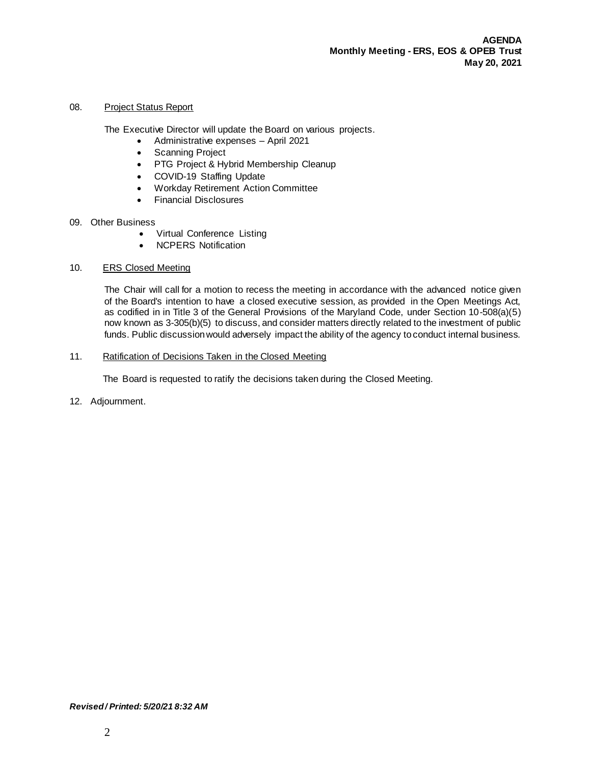08. Project Status Report

The Executive Director will update the Board on various projects.

- Administrative expenses – April 2021
- Scanning Project
- PTG Project & Hybrid Membership Cleanup
- COVID-19 Staffing Update
- Workday Retirement Action Committee
- Financial Disclosures

09. Other Business

- Virtual Conference Listing
- NCPERS Notification

10. ERS Closed Meeting

The Chair will call for a motion to recess the meeting in accordance with the advanced notice given of the Board's intention to have a closed executive session, as provided in the Open Meetings Act, as codified in in Title 3 of the General Provisions of the Maryland Code, under Section 10-508(a)(5) now known as 3-305(b)(5) to discuss, and consider matters directly related to the investment of public funds. Public discussion would adversely impact the ability of the agency to conduct internal business.

11. Ratification of Decisions Taken in the Closed Meeting

The Board is requested to ratify the decisions taken during the Closed Meeting.

12. Adjournment.

***Revised / Printed: 5/20/21 8:32 AM***